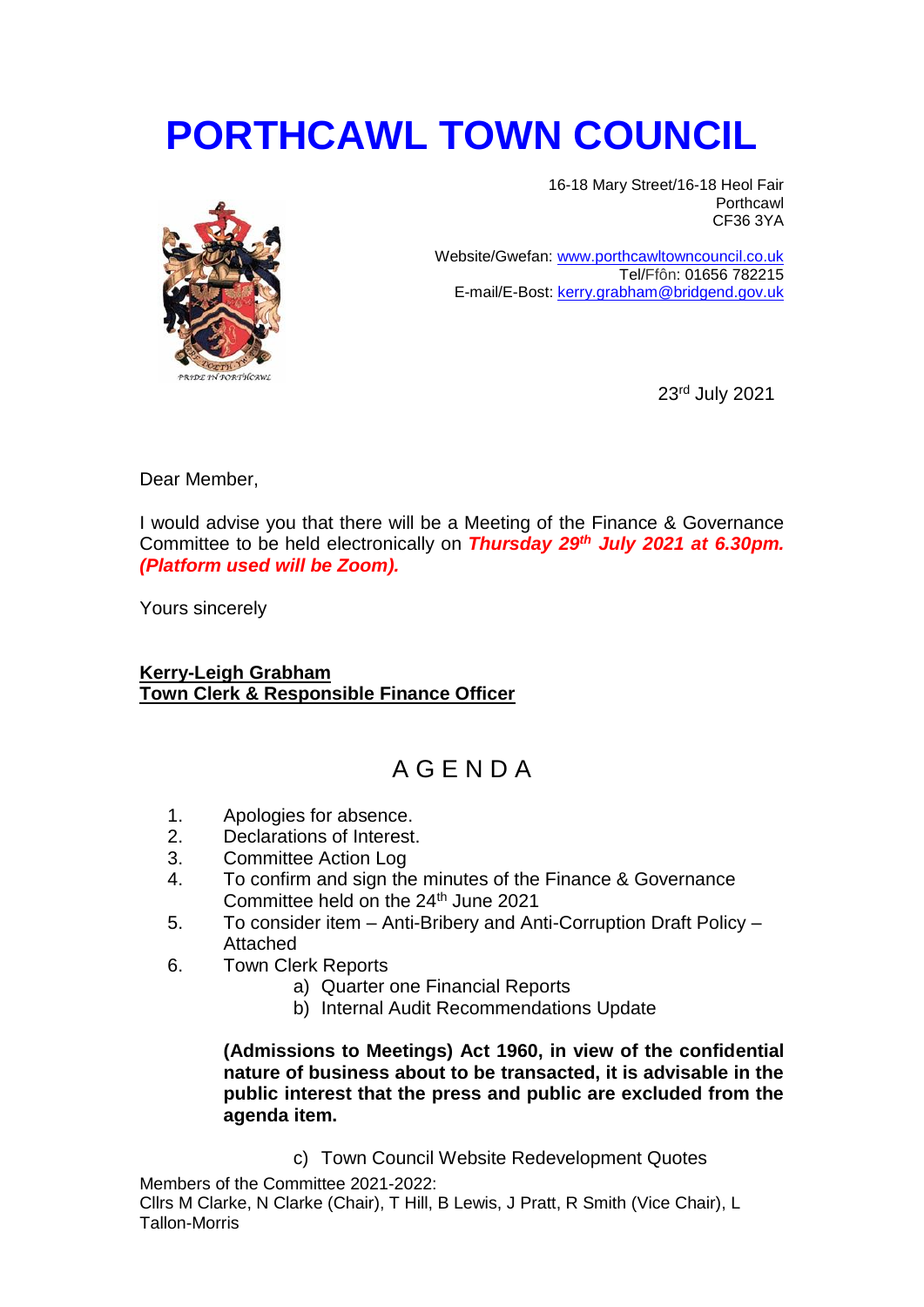# PORTHCAWL TOWN COUNCIL

16-18 Mary Street/16-18 Heol Fair
Porthcawl
CF36 3YA

Website/Gwefan: www.porthcawltowncouncil.co.uk
Tel/Ffôn: 01656 782215
E-mail/E-Bost: kerry.grabham@bridgend.gov.uk

23rd July 2021

Dear Member,

I would advise you that there will be a Meeting of the Finance & Governance Committee to be held electronically on ***Thursday 29th July 2021 at 6.30pm. (Platform used will be Zoom).***

Yours sincerely

**Kerry-Leigh Grabham**
**Town Clerk & Responsible Finance Officer**

## A G E N D A

1. Apologies for absence.
2. Declarations of Interest.
3. Committee Action Log
4. To confirm and sign the minutes of the Finance & Governance Committee held on the 24th June 2021
5. To consider item – Anti-Bribery and Anti-Corruption Draft Policy – Attached
6. Town Clerk Reports
   a) Quarter one Financial Reports
   b) Internal Audit Recommendations Update

   **(Admissions to Meetings) Act 1960, in view of the confidential nature of business about to be transacted, it is advisable in the public interest that the press and public are excluded from the agenda item.**

   c) Town Council Website Redevelopment Quotes

Members of the Committee 2021-2022:
Cllrs M Clarke, N Clarke (Chair), T Hill, B Lewis, J Pratt, R Smith (Vice Chair), L Tallon-Morris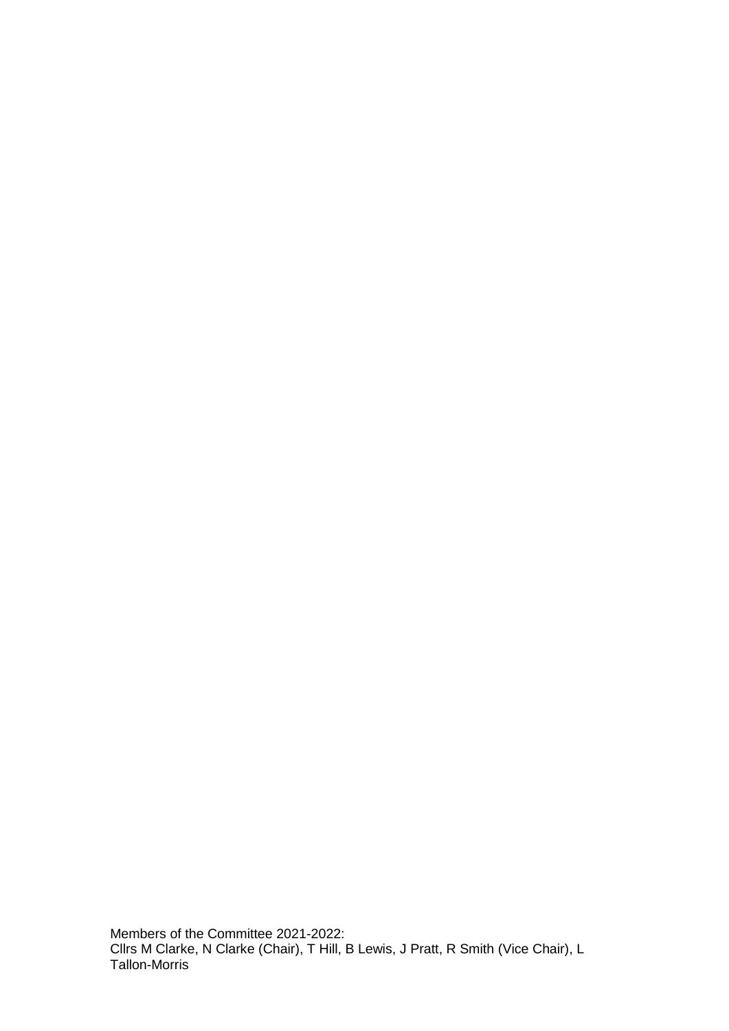Members of the Committee 2021-2022:
Cllrs M Clarke, N Clarke (Chair), T Hill, B Lewis, J Pratt, R Smith (Vice Chair), L Tallon-Morris